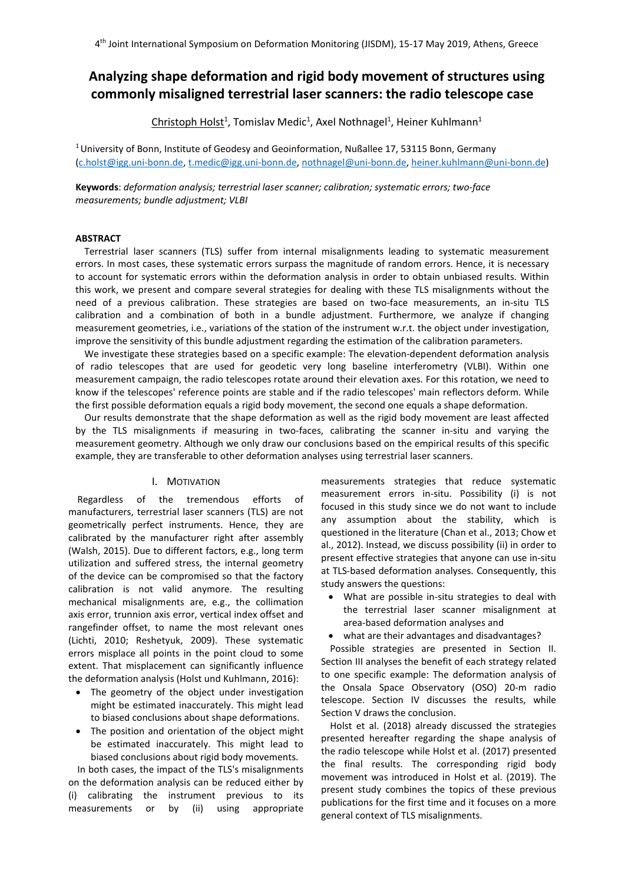# Analyzing shape deformation and rigid body movement of structures using commonly misaligned terrestrial laser scanners: the radio telescope case

Christoph Holst[1], Tomislav Medic[1], Axel Nothnagel[1], Heiner Kuhlmann[1]

[1] University of Bonn, Institute of Geodesy and Geoinformation, Nußallee 17, 53115 Bonn, Germany (c.holst@igg.uni-bonn.de, t.medic@igg.uni-bonn.de, nothnagel@uni-bonn.de, heiner.kuhlmann@uni-bonn.de)

**Keywords**: *deformation analysis; terrestrial laser scanner; calibration; systematic errors; two-face measurements; bundle adjustment; VLBI*

## ABSTRACT

Terrestrial laser scanners (TLS) suffer from internal misalignments leading to systematic measurement errors. In most cases, these systematic errors surpass the magnitude of random errors. Hence, it is necessary to account for systematic errors within the deformation analysis in order to obtain unbiased results. Within this work, we present and compare several strategies for dealing with these TLS misalignments without the need of a previous calibration. These strategies are based on two-face measurements, an in-situ TLS calibration and a combination of both in a bundle adjustment. Furthermore, we analyze if changing measurement geometries, i.e., variations of the station of the instrument w.r.t. the object under investigation, improve the sensitivity of this bundle adjustment regarding the estimation of the calibration parameters.

We investigate these strategies based on a specific example: The elevation-dependent deformation analysis of radio telescopes that are used for geodetic very long baseline interferometry (VLBI). Within one measurement campaign, the radio telescopes rotate around their elevation axes. For this rotation, we need to know if the telescopes' reference points are stable and if the radio telescopes' main reflectors deform. While the first possible deformation equals a rigid body movement, the second one equals a shape deformation.

Our results demonstrate that the shape deformation as well as the rigid body movement are least affected by the TLS misalignments if measuring in two-faces, calibrating the scanner in-situ and varying the measurement geometry. Although we only draw our conclusions based on the empirical results of this specific example, they are transferable to other deformation analyses using terrestrial laser scanners.

## I. MOTIVATION

Regardless of the tremendous efforts of manufacturers, terrestrial laser scanners (TLS) are not geometrically perfect instruments. Hence, they are calibrated by the manufacturer right after assembly (Walsh, 2015). Due to different factors, e.g., long term utilization and suffered stress, the internal geometry of the device can be compromised so that the factory calibration is not valid anymore. The resulting mechanical misalignments are, e.g., the collimation axis error, trunnion axis error, vertical index offset and rangefinder offset, to name the most relevant ones (Lichti, 2010; Reshetyuk, 2009). These systematic errors misplace all points in the point cloud to some extent. That misplacement can significantly influence the deformation analysis (Holst und Kuhlmann, 2016):

- The geometry of the object under investigation might be estimated inaccurately. This might lead to biased conclusions about shape deformations.
- The position and orientation of the object might be estimated inaccurately. This might lead to biased conclusions about rigid body movements.

In both cases, the impact of the TLS's misalignments on the deformation analysis can be reduced either by (i) calibrating the instrument previous to its measurements or by (ii) using appropriate measurements strategies that reduce systematic measurement errors in-situ. Possibility (i) is not focused in this study since we do not want to include any assumption about the stability, which is questioned in the literature (Chan et al., 2013; Chow et al., 2012). Instead, we discuss possibility (ii) in order to present effective strategies that anyone can use in-situ at TLS-based deformation analyses. Consequently, this study answers the questions:

- What are possible in-situ strategies to deal with the terrestrial laser scanner misalignment at area-based deformation analyses and
- what are their advantages and disadvantages?

Possible strategies are presented in Section II. Section III analyses the benefit of each strategy related to one specific example: The deformation analysis of the Onsala Space Observatory (OSO) 20-m radio telescope. Section IV discusses the results, while Section V draws the conclusion.

Holst et al. (2018) already discussed the strategies presented hereafter regarding the shape analysis of the radio telescope while Holst et al. (2017) presented the final results. The corresponding rigid body movement was introduced in Holst et al. (2019). The present study combines the topics of these previous publications for the first time and it focuses on a more general context of TLS misalignments.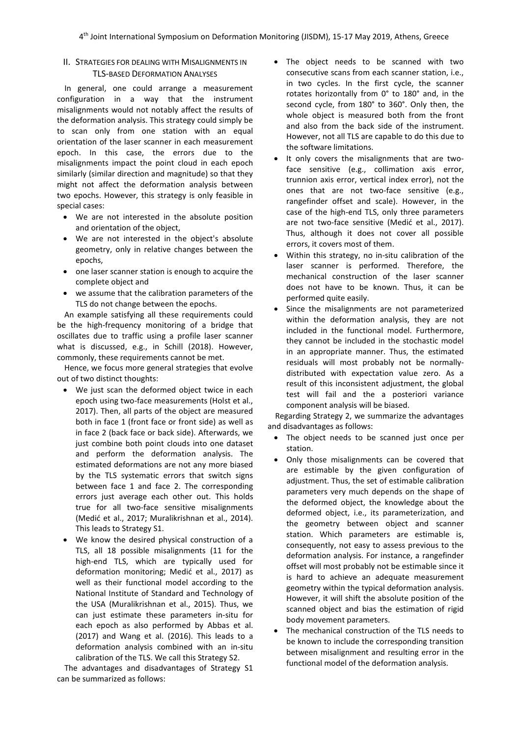## II. Strategies for Dealing with Misalignments in TLS-based Deformation Analyses

In general, one could arrange a measurement configuration in a way that the instrument misalignments would not notably affect the results of the deformation analysis. This strategy could simply be to scan only from one station with an equal orientation of the laser scanner in each measurement epoch. In this case, the errors due to the misalignments impact the point cloud in each epoch similarly (similar direction and magnitude) so that they might not affect the deformation analysis between two epochs. However, this strategy is only feasible in special cases:

- We are not interested in the absolute position and orientation of the object,
- We are not interested in the object's absolute geometry, only in relative changes between the epochs,
- one laser scanner station is enough to acquire the complete object and
- we assume that the calibration parameters of the TLS do not change between the epochs.

An example satisfying all these requirements could be the high-frequency monitoring of a bridge that oscillates due to traffic using a profile laser scanner what is discussed, e.g., in Schill (2018). However, commonly, these requirements cannot be met.

Hence, we focus more general strategies that evolve out of two distinct thoughts:

- We just scan the deformed object twice in each epoch using two-face measurements (Holst et al., 2017). Then, all parts of the object are measured both in face 1 (front face or front side) as well as in face 2 (back face or back side). Afterwards, we just combine both point clouds into one dataset and perform the deformation analysis. The estimated deformations are not any more biased by the TLS systematic errors that switch signs between face 1 and face 2. The corresponding errors just average each other out. This holds true for all two-face sensitive misalignments (Medić et al., 2017; Muralikrishnan et al., 2014). This leads to Strategy S1.
- We know the desired physical construction of a TLS, all 18 possible misalignments (11 for the high-end TLS, which are typically used for deformation monitoring; Medić et al., 2017) as well as their functional model according to the National Institute of Standard and Technology of the USA (Muralikrishnan et al., 2015). Thus, we can just estimate these parameters in-situ for each epoch as also performed by Abbas et al. (2017) and Wang et al. (2016). This leads to a deformation analysis combined with an in-situ calibration of the TLS. We call this Strategy S2.

The advantages and disadvantages of Strategy S1 can be summarized as follows:

- The object needs to be scanned with two consecutive scans from each scanner station, i.e., in two cycles. In the first cycle, the scanner rotates horizontally from 0° to 180° and, in the second cycle, from 180° to 360°. Only then, the whole object is measured both from the front and also from the back side of the instrument. However, not all TLS are capable to do this due to the software limitations.
- It only covers the misalignments that are two-face sensitive (e.g., collimation axis error, trunnion axis error, vertical index error), not the ones that are not two-face sensitive (e.g., rangefinder offset and scale). However, in the case of the high-end TLS, only three parameters are not two-face sensitive (Medić et al., 2017). Thus, although it does not cover all possible errors, it covers most of them.
- Within this strategy, no in-situ calibration of the laser scanner is performed. Therefore, the mechanical construction of the laser scanner does not have to be known. Thus, it can be performed quite easily.
- Since the misalignments are not parameterized within the deformation analysis, they are not included in the functional model. Furthermore, they cannot be included in the stochastic model in an appropriate manner. Thus, the estimated residuals will most probably not be normally-distributed with expectation value zero. As a result of this inconsistent adjustment, the global test will fail and the a posteriori variance component analysis will be biased.

Regarding Strategy 2, we summarize the advantages and disadvantages as follows:

- The object needs to be scanned just once per station.
- Only those misalignments can be covered that are estimable by the given configuration of adjustment. Thus, the set of estimable calibration parameters very much depends on the shape of the deformed object, the knowledge about the deformed object, i.e., its parameterization, and the geometry between object and scanner station. Which parameters are estimable is, consequently, not easy to assess previous to the deformation analysis. For instance, a rangefinder offset will most probably not be estimable since it is hard to achieve an adequate measurement geometry within the typical deformation analysis. However, it will shift the absolute position of the scanned object and bias the estimation of rigid body movement parameters.
- The mechanical construction of the TLS needs to be known to include the corresponding transition between misalignment and resulting error in the functional model of the deformation analysis.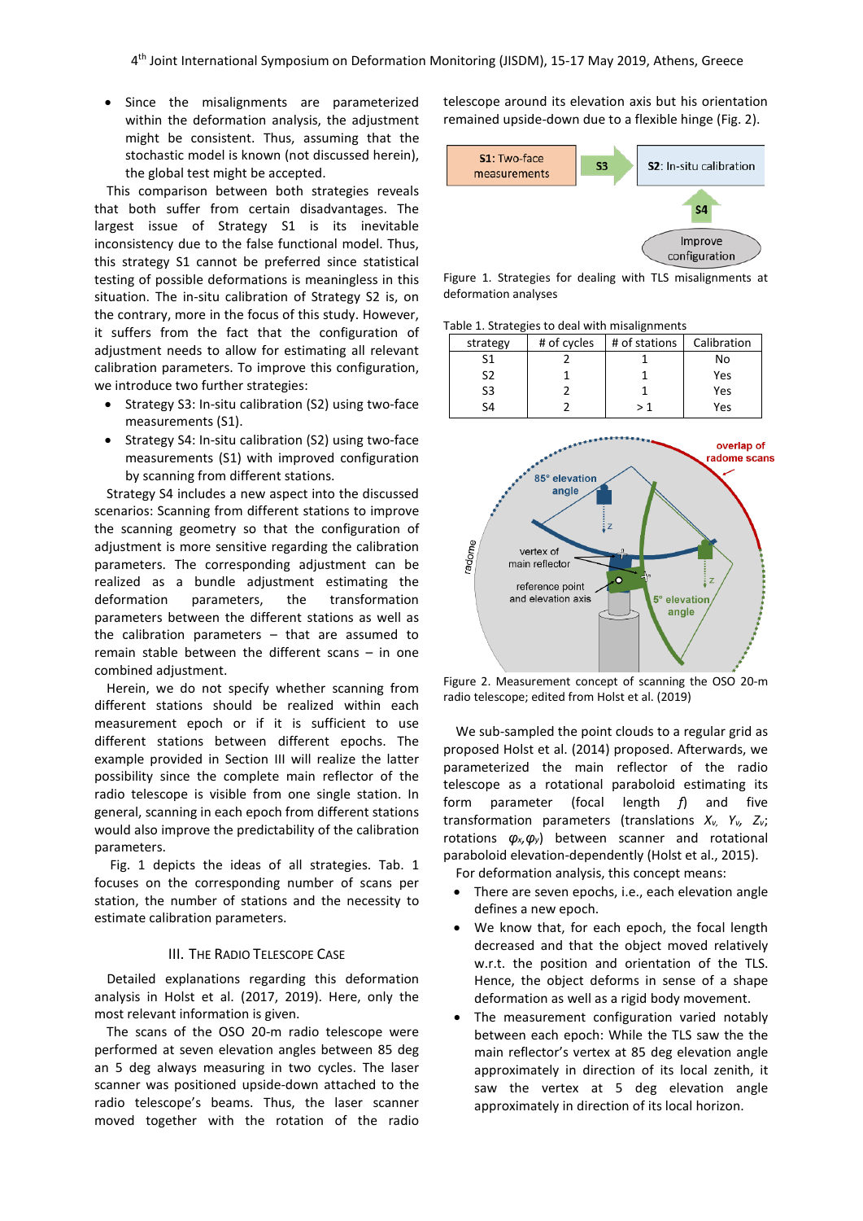- Since the misalignments are parameterized within the deformation analysis, the adjustment might be consistent. Thus, assuming that the stochastic model is known (not discussed herein), the global test might be accepted.

This comparison between both strategies reveals that both suffer from certain disadvantages. The largest issue of Strategy S1 is its inevitable inconsistency due to the false functional model. Thus, this strategy S1 cannot be preferred since statistical testing of possible deformations is meaningless in this situation. The in-situ calibration of Strategy S2 is, on the contrary, more in the focus of this study. However, it suffers from the fact that the configuration of adjustment needs to allow for estimating all relevant calibration parameters. To improve this configuration, we introduce two further strategies:

- Strategy S3: In-situ calibration (S2) using two-face measurements (S1).
- Strategy S4: In-situ calibration (S2) using two-face measurements (S1) with improved configuration by scanning from different stations.

Strategy S4 includes a new aspect into the discussed scenarios: Scanning from different stations to improve the scanning geometry so that the configuration of adjustment is more sensitive regarding the calibration parameters. The corresponding adjustment can be realized as a bundle adjustment estimating the deformation parameters, the transformation parameters between the different stations as well as the calibration parameters – that are assumed to remain stable between the different scans – in one combined adjustment.

Herein, we do not specify whether scanning from different stations should be realized within each measurement epoch or if it is sufficient to use different stations between different epochs. The example provided in Section III will realize the latter possibility since the complete main reflector of the radio telescope is visible from one single station. In general, scanning in each epoch from different stations would also improve the predictability of the calibration parameters.

Fig. 1 depicts the ideas of all strategies. Tab. 1 focuses on the corresponding number of scans per station, the number of stations and the necessity to estimate calibration parameters.

## III. The Radio Telescope Case

Detailed explanations regarding this deformation analysis in Holst et al. (2017, 2019). Here, only the most relevant information is given.

The scans of the OSO 20-m radio telescope were performed at seven elevation angles between 85 deg an 5 deg always measuring in two cycles. The laser scanner was positioned upside-down attached to the radio telescope's beams. Thus, the laser scanner moved together with the rotation of the radio telescope around its elevation axis but his orientation remained upside-down due to a flexible hinge (Fig. 2).

Figure 1. Strategies for dealing with TLS misalignments at deformation analyses

Table 1. Strategies to deal with misalignments

| strategy | # of cycles | # of stations | Calibration |
|---|---|---|---|
| S1 | 2 | 1 | No |
| S2 | 1 | 1 | Yes |
| S3 | 2 | 1 | Yes |
| S4 | 2 | > 1 | Yes |

Figure 2. Measurement concept of scanning the OSO 20-m radio telescope; edited from Holst et al. (2019)

We sub-sampled the point clouds to a regular grid as proposed Holst et al. (2014) proposed. Afterwards, we parameterized the main reflector of the radio telescope as a rotational paraboloid estimating its form parameter (focal length $f$) and five transformation parameters (translations $X_v$, $Y_v$, $Z_v$; rotations $\varphi_x$, $\varphi_y$) between scanner and rotational paraboloid elevation-dependently (Holst et al., 2015).

For deformation analysis, this concept means:

- There are seven epochs, i.e., each elevation angle defines a new epoch.
- We know that, for each epoch, the focal length decreased and that the object moved relatively w.r.t. the position and orientation of the TLS. Hence, the object deforms in sense of a shape deformation as well as a rigid body movement.
- The measurement configuration varied notably between each epoch: While the TLS saw the the main reflector's vertex at 85 deg elevation angle approximately in direction of its local zenith, it saw the vertex at 5 deg elevation angle approximately in direction of its local horizon.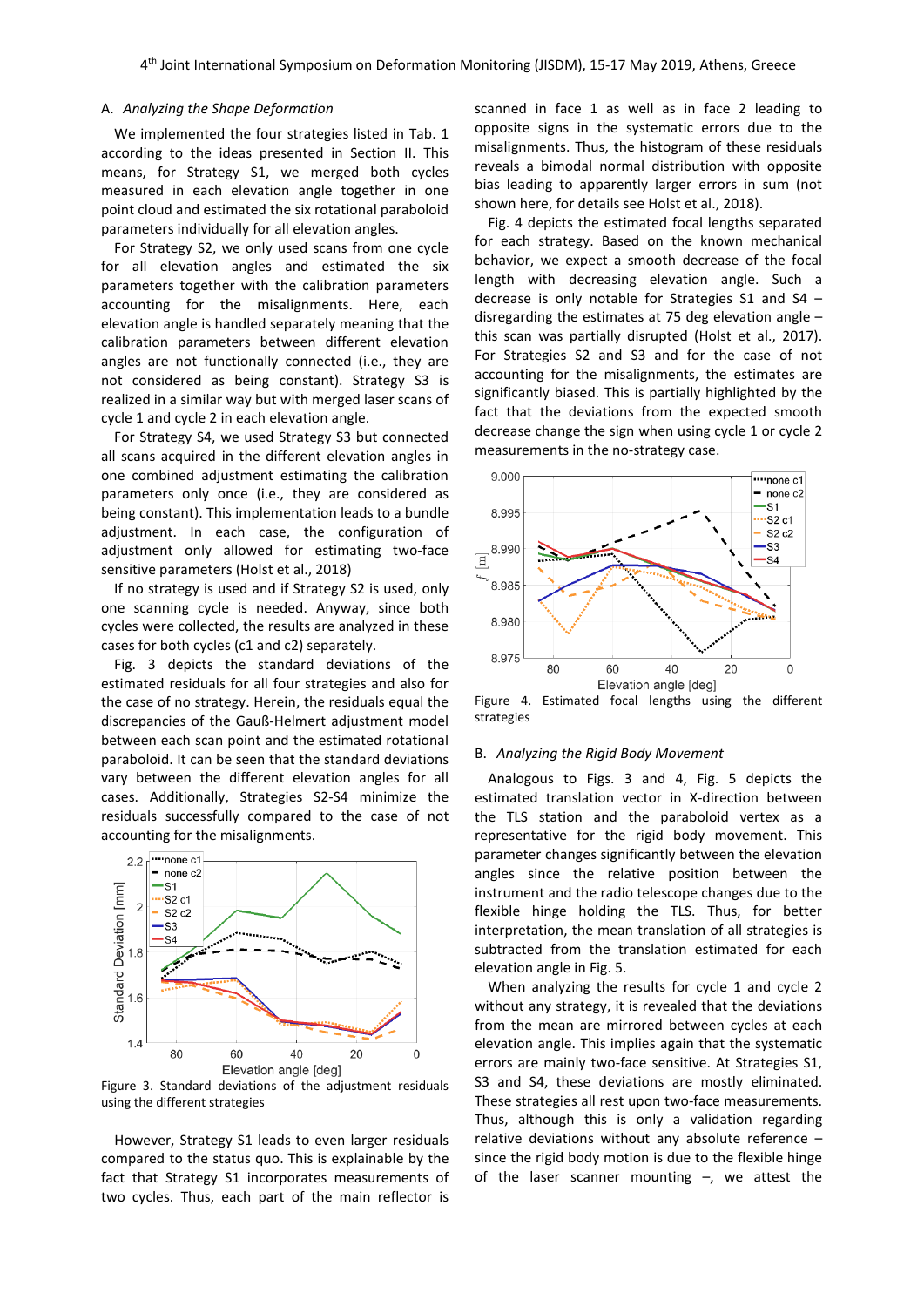### A. *Analyzing the Shape Deformation*

We implemented the four strategies listed in Tab. 1 according to the ideas presented in Section II. This means, for Strategy S1, we merged both cycles measured in each elevation angle together in one point cloud and estimated the six rotational paraboloid parameters individually for all elevation angles.

For Strategy S2, we only used scans from one cycle for all elevation angles and estimated the six parameters together with the calibration parameters accounting for the misalignments. Here, each elevation angle is handled separately meaning that the calibration parameters between different elevation angles are not functionally connected (i.e., they are not considered as being constant). Strategy S3 is realized in a similar way but with merged laser scans of cycle 1 and cycle 2 in each elevation angle.

For Strategy S4, we used Strategy S3 but connected all scans acquired in the different elevation angles in one combined adjustment estimating the calibration parameters only once (i.e., they are considered as being constant). This implementation leads to a bundle adjustment. In each case, the configuration of adjustment only allowed for estimating two-face sensitive parameters (Holst et al., 2018)

If no strategy is used and if Strategy S2 is used, only one scanning cycle is needed. Anyway, since both cycles were collected, the results are analyzed in these cases for both cycles (c1 and c2) separately.

Fig. 3 depicts the standard deviations of the estimated residuals for all four strategies and also for the case of no strategy. Herein, the residuals equal the discrepancies of the Gauß-Helmert adjustment model between each scan point and the estimated rotational paraboloid. It can be seen that the standard deviations vary between the different elevation angles for all cases. Additionally, Strategies S2-S4 minimize the residuals successfully compared to the case of not accounting for the misalignments.

Figure 3. Standard deviations of the adjustment residuals using the different strategies

However, Strategy S1 leads to even larger residuals compared to the status quo. This is explainable by the fact that Strategy S1 incorporates measurements of two cycles. Thus, each part of the main reflector is scanned in face 1 as well as in face 2 leading to opposite signs in the systematic errors due to the misalignments. Thus, the histogram of these residuals reveals a bimodal normal distribution with opposite bias leading to apparently larger errors in sum (not shown here, for details see Holst et al., 2018).

Fig. 4 depicts the estimated focal lengths separated for each strategy. Based on the known mechanical behavior, we expect a smooth decrease of the focal length with decreasing elevation angle. Such a decrease is only notable for Strategies S1 and S4 – disregarding the estimates at 75 deg elevation angle – this scan was partially disrupted (Holst et al., 2017). For Strategies S2 and S3 and for the case of not accounting for the misalignments, the estimates are significantly biased. This is partially highlighted by the fact that the deviations from the expected smooth decrease change the sign when using cycle 1 or cycle 2 measurements in the no-strategy case.

Figure 4. Estimated focal lengths using the different strategies

### B. *Analyzing the Rigid Body Movement*

Analogous to Figs. 3 and 4, Fig. 5 depicts the estimated translation vector in X-direction between the TLS station and the paraboloid vertex as a representative for the rigid body movement. This parameter changes significantly between the elevation angles since the relative position between the instrument and the radio telescope changes due to the flexible hinge holding the TLS. Thus, for better interpretation, the mean translation of all strategies is subtracted from the translation estimated for each elevation angle in Fig. 5.

When analyzing the results for cycle 1 and cycle 2 without any strategy, it is revealed that the deviations from the mean are mirrored between cycles at each elevation angle. This implies again that the systematic errors are mainly two-face sensitive. At Strategies S1, S3 and S4, these deviations are mostly eliminated. These strategies all rest upon two-face measurements. Thus, although this is only a validation regarding relative deviations without any absolute reference – since the rigid body motion is due to the flexible hinge of the laser scanner mounting –, we attest the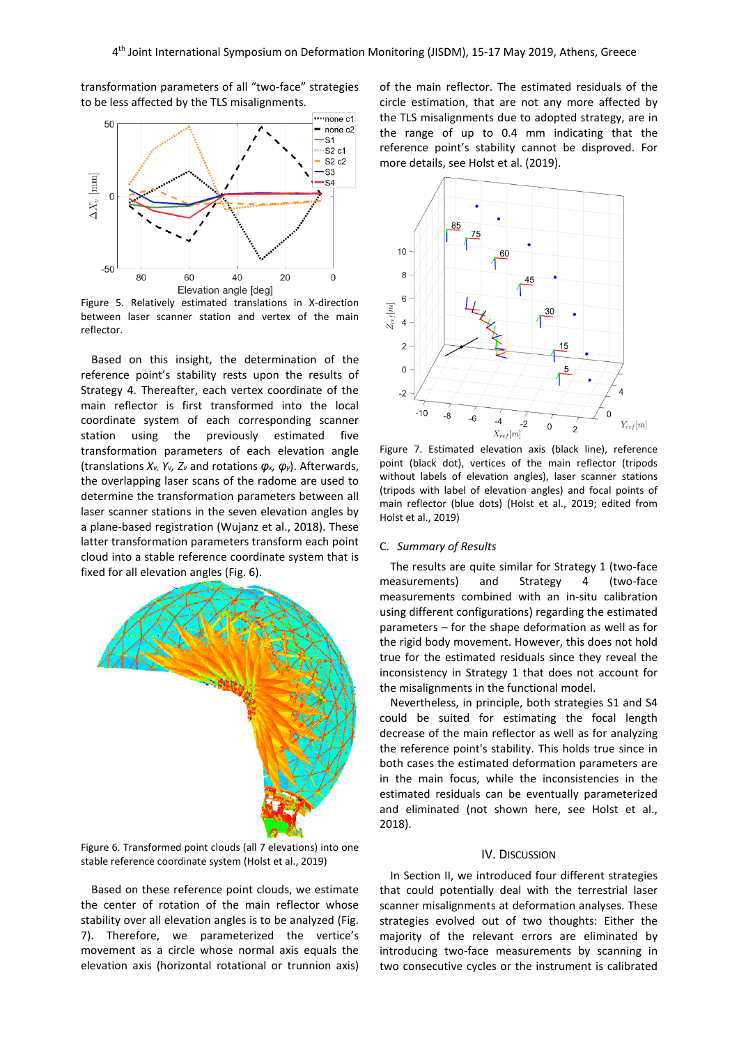transformation parameters of all "two-face" strategies to be less affected by the TLS misalignments.

Figure 5. Relatively estimated translations in X-direction between laser scanner station and vertex of the main reflector.

Based on this insight, the determination of the reference point's stability rests upon the results of Strategy 4. Thereafter, each vertex coordinate of the main reflector is first transformed into the local coordinate system of each corresponding scanner station using the previously estimated five transformation parameters of each elevation angle (translations $X_v$, $Y_v$, $Z_v$ and rotations $\varphi_x$, $\varphi_y$). Afterwards, the overlapping laser scans of the radome are used to determine the transformation parameters between all laser scanner stations in the seven elevation angles by a plane-based registration (Wujanz et al., 2018). These latter transformation parameters transform each point cloud into a stable reference coordinate system that is fixed for all elevation angles (Fig. 6).

Figure 6. Transformed point clouds (all 7 elevations) into one stable reference coordinate system (Holst et al., 2019)

Based on these reference point clouds, we estimate the center of rotation of the main reflector whose stability over all elevation angles is to be analyzed (Fig. 7). Therefore, we parameterized the vertice's movement as a circle whose normal axis equals the elevation axis (horizontal rotational or trunnion axis) of the main reflector. The estimated residuals of the circle estimation, that are not any more affected by the TLS misalignments due to adopted strategy, are in the range of up to 0.4 mm indicating that the reference point's stability cannot be disproved. For more details, see Holst et al. (2019).

Figure 7. Estimated elevation axis (black line), reference point (black dot), vertices of the main reflector (tripods without labels of elevation angles), laser scanner stations (tripods with label of elevation angles) and focal points of main reflector (blue dots) (Holst et al., 2019; edited from Holst et al., 2019)

### C. *Summary of Results*

The results are quite similar for Strategy 1 (two-face measurements) and Strategy 4 (two-face measurements combined with an in-situ calibration using different configurations) regarding the estimated parameters – for the shape deformation as well as for the rigid body movement. However, this does not hold true for the estimated residuals since they reveal the inconsistency in Strategy 1 that does not account for the misalignments in the functional model.

Nevertheless, in principle, both strategies S1 and S4 could be suited for estimating the focal length decrease of the main reflector as well as for analyzing the reference point's stability. This holds true since in both cases the estimated deformation parameters are in the main focus, while the inconsistencies in the estimated residuals can be eventually parameterized and eliminated (not shown here, see Holst et al., 2018).

## IV. Discussion

In Section II, we introduced four different strategies that could potentially deal with the terrestrial laser scanner misalignments at deformation analyses. These strategies evolved out of two thoughts: Either the majority of the relevant errors are eliminated by introducing two-face measurements by scanning in two consecutive cycles or the instrument is calibrated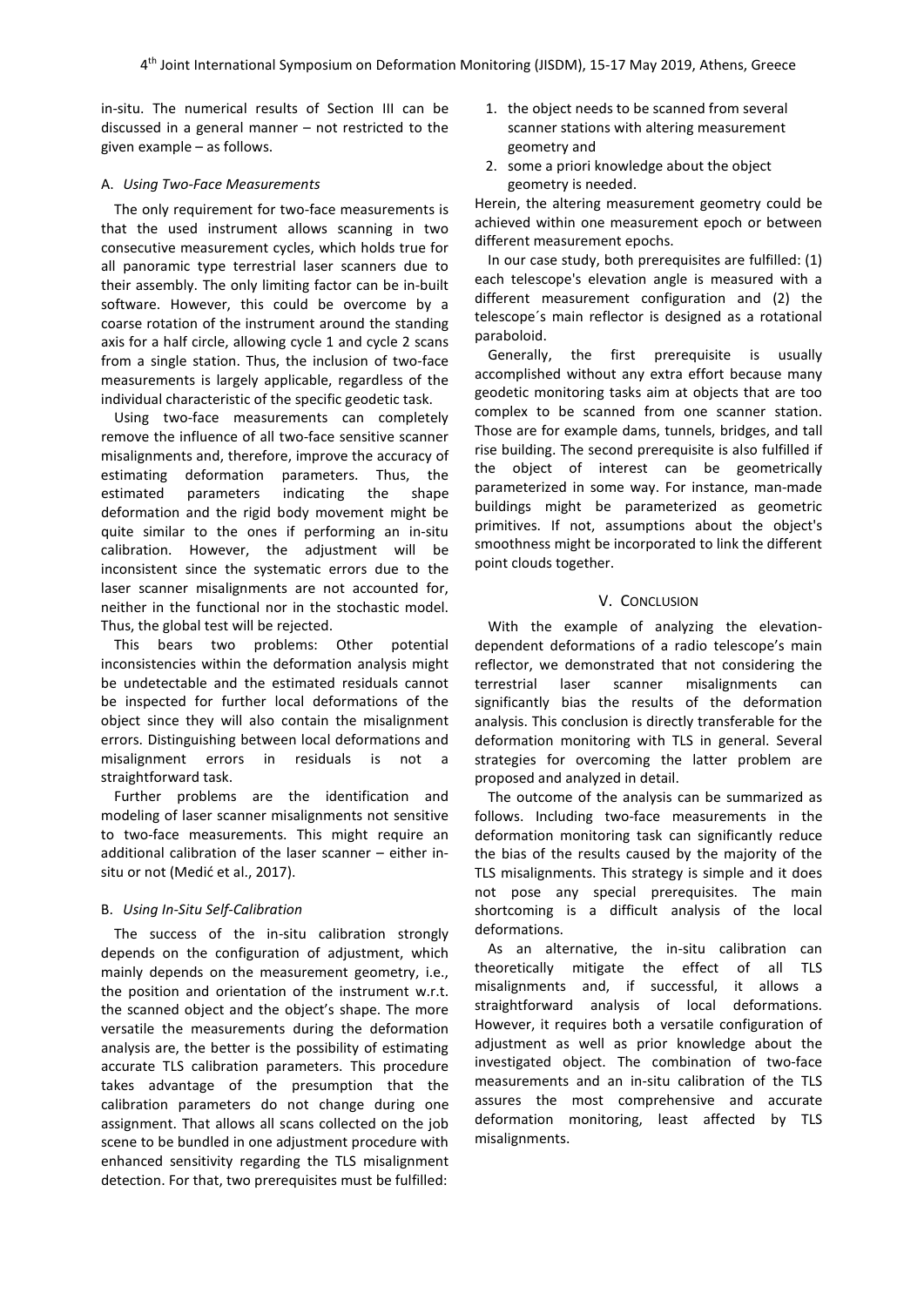in-situ. The numerical results of Section III can be discussed in a general manner – not restricted to the given example – as follows.

### A. *Using Two-Face Measurements*

The only requirement for two-face measurements is that the used instrument allows scanning in two consecutive measurement cycles, which holds true for all panoramic type terrestrial laser scanners due to their assembly. The only limiting factor can be in-built software. However, this could be overcome by a coarse rotation of the instrument around the standing axis for a half circle, allowing cycle 1 and cycle 2 scans from a single station. Thus, the inclusion of two-face measurements is largely applicable, regardless of the individual characteristic of the specific geodetic task.

Using two-face measurements can completely remove the influence of all two-face sensitive scanner misalignments and, therefore, improve the accuracy of estimating deformation parameters. Thus, the estimated parameters indicating the shape deformation and the rigid body movement might be quite similar to the ones if performing an in-situ calibration. However, the adjustment will be inconsistent since the systematic errors due to the laser scanner misalignments are not accounted for, neither in the functional nor in the stochastic model. Thus, the global test will be rejected.

This bears two problems: Other potential inconsistencies within the deformation analysis might be undetectable and the estimated residuals cannot be inspected for further local deformations of the object since they will also contain the misalignment errors. Distinguishing between local deformations and misalignment errors in residuals is not a straightforward task.

Further problems are the identification and modeling of laser scanner misalignments not sensitive to two-face measurements. This might require an additional calibration of the laser scanner – either in-situ or not (Medić et al., 2017).

### B. *Using In-Situ Self-Calibration*

The success of the in-situ calibration strongly depends on the configuration of adjustment, which mainly depends on the measurement geometry, i.e., the position and orientation of the instrument w.r.t. the scanned object and the object's shape. The more versatile the measurements during the deformation analysis are, the better is the possibility of estimating accurate TLS calibration parameters. This procedure takes advantage of the presumption that the calibration parameters do not change during one assignment. That allows all scans collected on the job scene to be bundled in one adjustment procedure with enhanced sensitivity regarding the TLS misalignment detection. For that, two prerequisites must be fulfilled:

1. the object needs to be scanned from several scanner stations with altering measurement geometry and
2. some a priori knowledge about the object geometry is needed.

Herein, the altering measurement geometry could be achieved within one measurement epoch or between different measurement epochs.

In our case study, both prerequisites are fulfilled: (1) each telescope's elevation angle is measured with a different measurement configuration and (2) the telescope´s main reflector is designed as a rotational paraboloid.

Generally, the first prerequisite is usually accomplished without any extra effort because many geodetic monitoring tasks aim at objects that are too complex to be scanned from one scanner station. Those are for example dams, tunnels, bridges, and tall rise building. The second prerequisite is also fulfilled if the object of interest can be geometrically parameterized in some way. For instance, man-made buildings might be parameterized as geometric primitives. If not, assumptions about the object's smoothness might be incorporated to link the different point clouds together.

## V. Conclusion

With the example of analyzing the elevation-dependent deformations of a radio telescope's main reflector, we demonstrated that not considering the terrestrial laser scanner misalignments can significantly bias the results of the deformation analysis. This conclusion is directly transferable for the deformation monitoring with TLS in general. Several strategies for overcoming the latter problem are proposed and analyzed in detail.

The outcome of the analysis can be summarized as follows. Including two-face measurements in the deformation monitoring task can significantly reduce the bias of the results caused by the majority of the TLS misalignments. This strategy is simple and it does not pose any special prerequisites. The main shortcoming is a difficult analysis of the local deformations.

As an alternative, the in-situ calibration can theoretically mitigate the effect of all TLS misalignments and, if successful, it allows a straightforward analysis of local deformations. However, it requires both a versatile configuration of adjustment as well as prior knowledge about the investigated object. The combination of two-face measurements and an in-situ calibration of the TLS assures the most comprehensive and accurate deformation monitoring, least affected by TLS misalignments.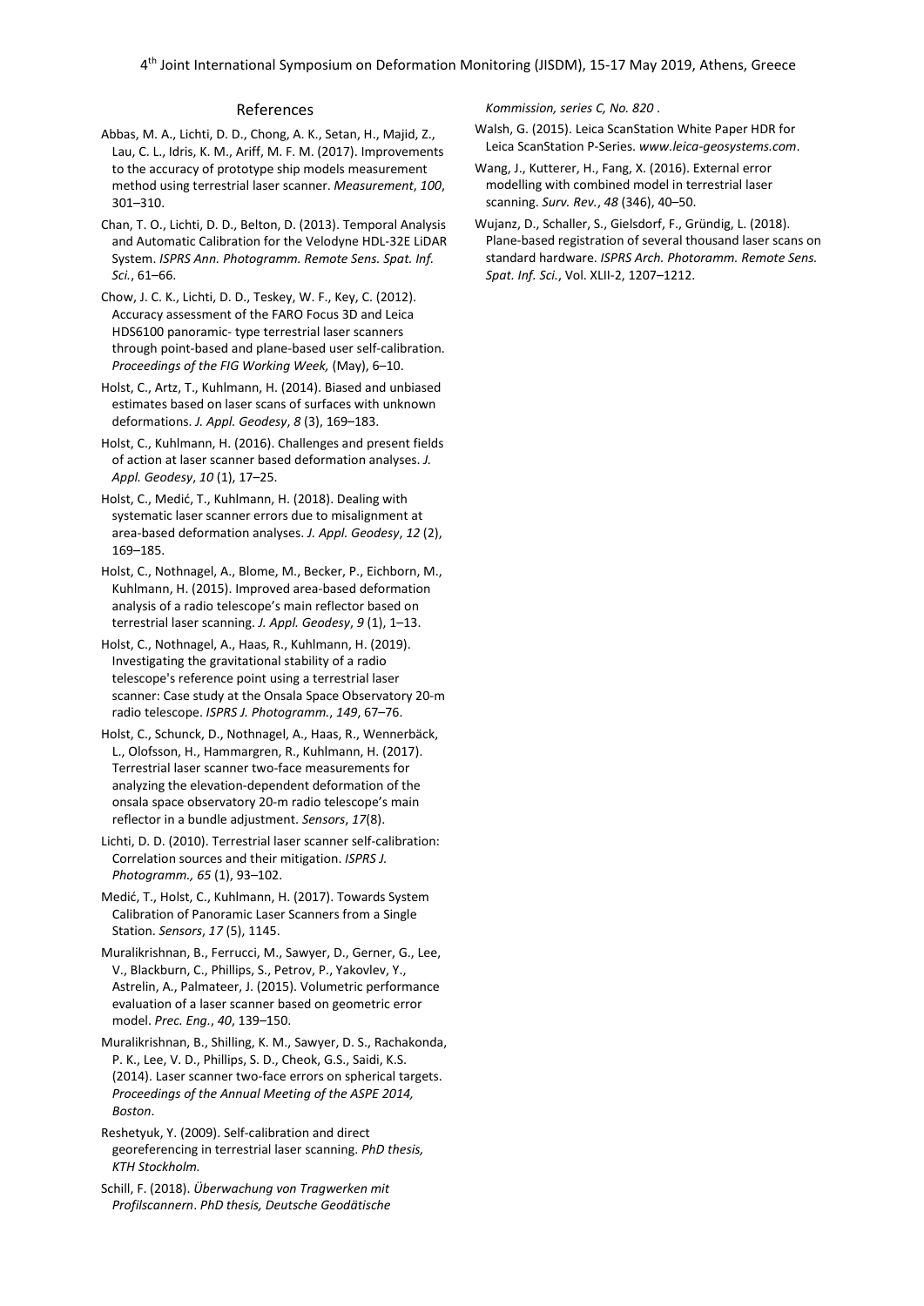## References

Abbas, M. A., Lichti, D. D., Chong, A. K., Setan, H., Majid, Z., Lau, C. L., Idris, K. M., Ariff, M. F. M. (2017). Improvements to the accuracy of prototype ship models measurement method using terrestrial laser scanner. *Measurement*, *100*, 301–310.

Chan, T. O., Lichti, D. D., Belton, D. (2013). Temporal Analysis and Automatic Calibration for the Velodyne HDL-32E LiDAR System. *ISPRS Ann. Photogramm. Remote Sens. Spat. Inf. Sci.*, 61–66.

Chow, J. C. K., Lichti, D. D., Teskey, W. F., Key, C. (2012). Accuracy assessment of the FARO Focus 3D and Leica HDS6100 panoramic- type terrestrial laser scanners through point-based and plane-based user self-calibration. *Proceedings of the FIG Working Week,* (May), 6–10.

Holst, C., Artz, T., Kuhlmann, H. (2014). Biased and unbiased estimates based on laser scans of surfaces with unknown deformations. *J. Appl. Geodesy*, *8* (3), 169–183.

Holst, C., Kuhlmann, H. (2016). Challenges and present fields of action at laser scanner based deformation analyses. *J. Appl. Geodesy*, *10* (1), 17–25.

Holst, C., Medić, T., Kuhlmann, H. (2018). Dealing with systematic laser scanner errors due to misalignment at area-based deformation analyses. *J. Appl. Geodesy*, *12* (2), 169–185.

Holst, C., Nothnagel, A., Blome, M., Becker, P., Eichborn, M., Kuhlmann, H. (2015). Improved area-based deformation analysis of a radio telescope's main reflector based on terrestrial laser scanning. *J. Appl. Geodesy*, *9* (1), 1–13.

Holst, C., Nothnagel, A., Haas, R., Kuhlmann, H. (2019). Investigating the gravitational stability of a radio telescope's reference point using a terrestrial laser scanner: Case study at the Onsala Space Observatory 20-m radio telescope. *ISPRS J. Photogramm.*, *149*, 67–76.

Holst, C., Schunck, D., Nothnagel, A., Haas, R., Wennerbäck, L., Olofsson, H., Hammargren, R., Kuhlmann, H. (2017). Terrestrial laser scanner two-face measurements for analyzing the elevation-dependent deformation of the onsala space observatory 20-m radio telescope's main reflector in a bundle adjustment. *Sensors*, *17*(8).

Lichti, D. D. (2010). Terrestrial laser scanner self-calibration: Correlation sources and their mitigation. *ISPRS J. Photogramm., 65* (1), 93–102.

Medić, T., Holst, C., Kuhlmann, H. (2017). Towards System Calibration of Panoramic Laser Scanners from a Single Station. *Sensors*, *17* (5), 1145.

Muralikrishnan, B., Ferrucci, M., Sawyer, D., Gerner, G., Lee, V., Blackburn, C., Phillips, S., Petrov, P., Yakovlev, Y., Astrelin, A., Palmateer, J. (2015). Volumetric performance evaluation of a laser scanner based on geometric error model. *Prec. Eng.*, *40*, 139–150.

Muralikrishnan, B., Shilling, K. M., Sawyer, D. S., Rachakonda, P. K., Lee, V. D., Phillips, S. D., Cheok, G.S., Saidi, K.S. (2014). Laser scanner two-face errors on spherical targets. *Proceedings of the Annual Meeting of the ASPE 2014, Boston*.

Reshetyuk, Y. (2009). Self-calibration and direct georeferencing in terrestrial laser scanning. *PhD thesis, KTH Stockholm.*

Schill, F. (2018). *Überwachung von Tragwerken mit Profilscannern*. *PhD thesis, Deutsche Geodätische Kommission, series C, No. 820* .

Walsh, G. (2015). Leica ScanStation White Paper HDR for Leica ScanStation P-Series. *www.leica-geosystems.com*.

Wang, J., Kutterer, H., Fang, X. (2016). External error modelling with combined model in terrestrial laser scanning. *Surv. Rev.*, *48* (346), 40–50.

Wujanz, D., Schaller, S., Gielsdorf, F., Gründig, L. (2018). Plane-based registration of several thousand laser scans on standard hardware. *ISPRS Arch. Photoramm. Remote Sens. Spat. Inf. Sci.*, Vol. XLII-2, 1207–1212.